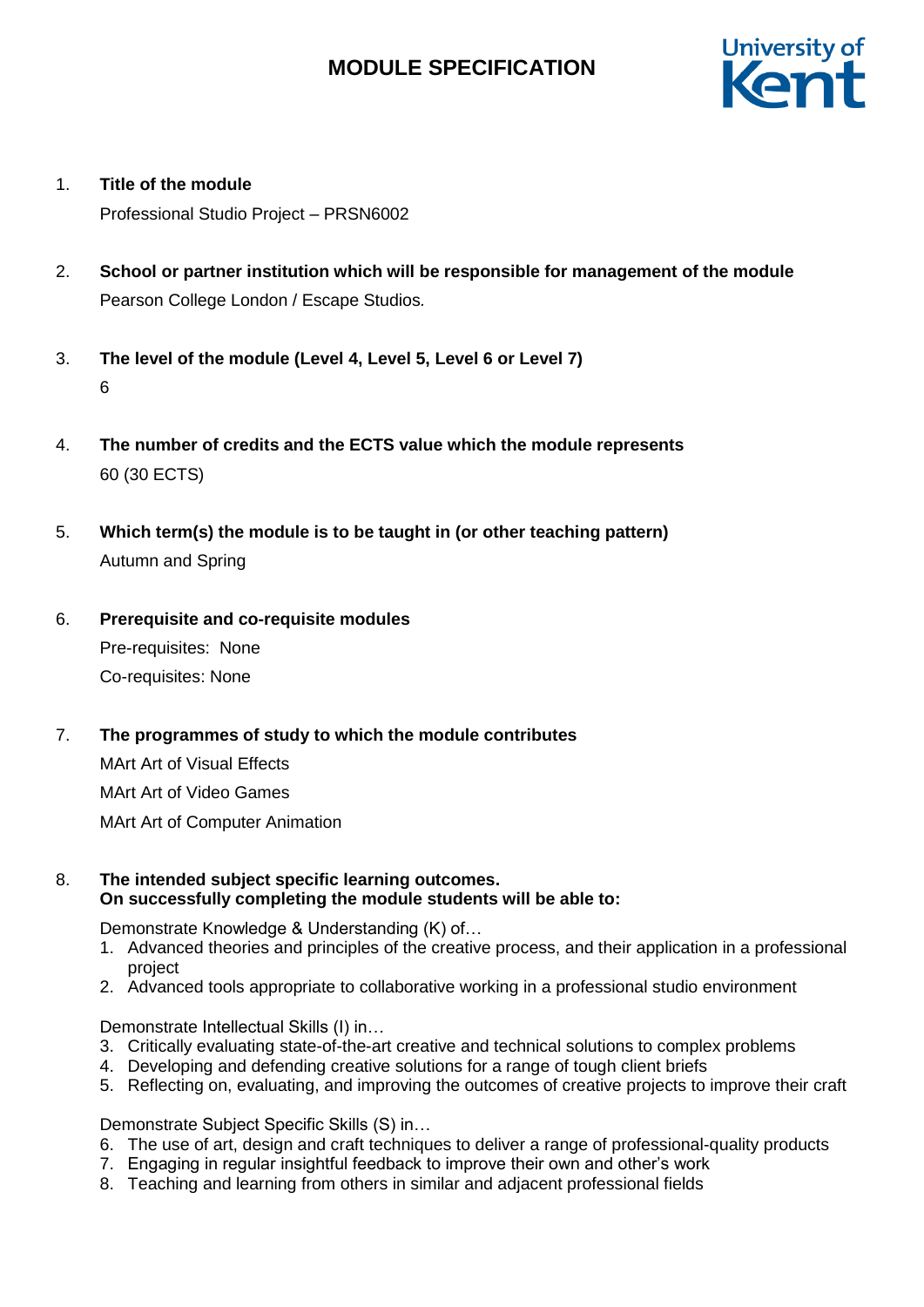# MODULE SPECIFICATION

1. **Title of the module**

   Professional Studio Project – PRSN6002

2. **School or partner institution which will be responsible for management of the module**

   Pearson College London / Escape Studios.

3. **The level of the module (Level 4, Level 5, Level 6 or Level 7)**

   6

4. **The number of credits and the ECTS value which the module represents**

   60 (30 ECTS)

5. **Which term(s) the module is to be taught in (or other teaching pattern)**

   Autumn and Spring

6. **Prerequisite and co-requisite modules**

   Pre-requisites: None

   Co-requisites: None

7. **The programmes of study to which the module contributes**

   MArt Art of Visual Effects

   MArt Art of Video Games

   MArt Art of Computer Animation

8. **The intended subject specific learning outcomes.**
   **On successfully completing the module students will be able to:**

   Demonstrate Knowledge & Understanding (K) of…

   1. Advanced theories and principles of the creative process, and their application in a professional project
   2. Advanced tools appropriate to collaborative working in a professional studio environment

   Demonstrate Intellectual Skills (I) in…

   3. Critically evaluating state-of-the-art creative and technical solutions to complex problems
   4. Developing and defending creative solutions for a range of tough client briefs
   5. Reflecting on, evaluating, and improving the outcomes of creative projects to improve their craft

   Demonstrate Subject Specific Skills (S) in…

   6. The use of art, design and craft techniques to deliver a range of professional-quality products
   7. Engaging in regular insightful feedback to improve their own and other's work
   8. Teaching and learning from others in similar and adjacent professional fields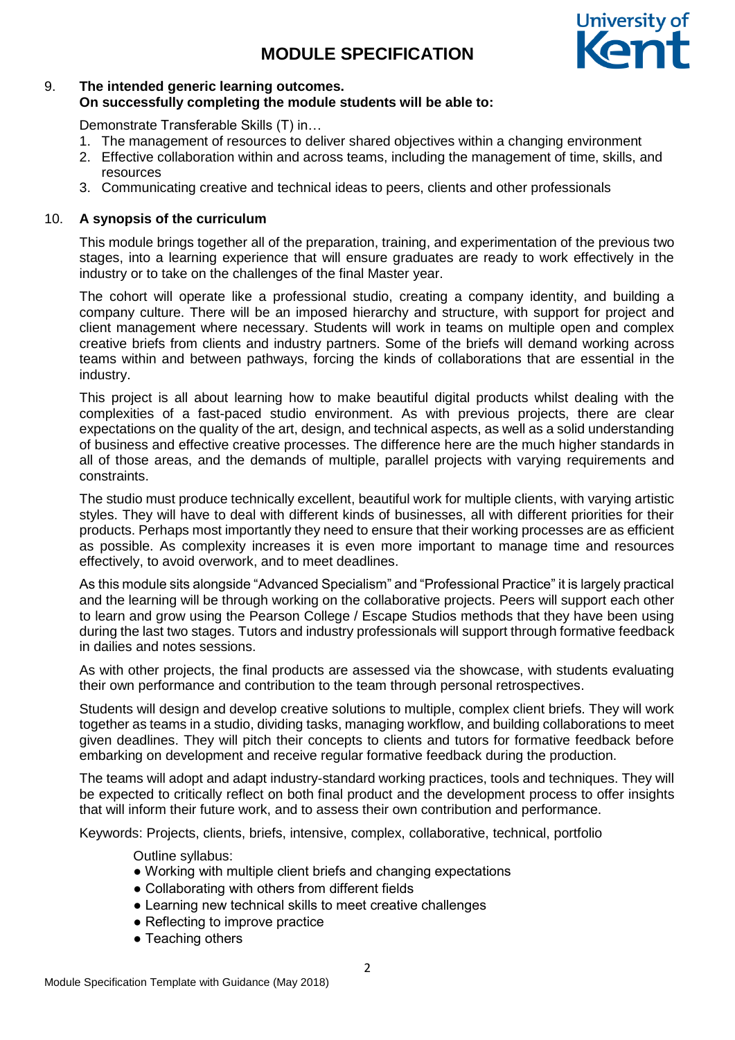9. **The intended generic learning outcomes.**
**On successfully completing the module students will be able to:**

Demonstrate Transferable Skills (T) in…

1. The management of resources to deliver shared objectives within a changing environment
2. Effective collaboration within and across teams, including the management of time, skills, and resources
3. Communicating creative and technical ideas to peers, clients and other professionals

10. **A synopsis of the curriculum**

This module brings together all of the preparation, training, and experimentation of the previous two stages, into a learning experience that will ensure graduates are ready to work effectively in the industry or to take on the challenges of the final Master year.

The cohort will operate like a professional studio, creating a company identity, and building a company culture. There will be an imposed hierarchy and structure, with support for project and client management where necessary. Students will work in teams on multiple open and complex creative briefs from clients and industry partners. Some of the briefs will demand working across teams within and between pathways, forcing the kinds of collaborations that are essential in the industry.

This project is all about learning how to make beautiful digital products whilst dealing with the complexities of a fast-paced studio environment. As with previous projects, there are clear expectations on the quality of the art, design, and technical aspects, as well as a solid understanding of business and effective creative processes. The difference here are the much higher standards in all of those areas, and the demands of multiple, parallel projects with varying requirements and constraints.

The studio must produce technically excellent, beautiful work for multiple clients, with varying artistic styles. They will have to deal with different kinds of businesses, all with different priorities for their products. Perhaps most importantly they need to ensure that their working processes are as efficient as possible. As complexity increases it is even more important to manage time and resources effectively, to avoid overwork, and to meet deadlines.

As this module sits alongside "Advanced Specialism" and "Professional Practice" it is largely practical and the learning will be through working on the collaborative projects. Peers will support each other to learn and grow using the Pearson College / Escape Studios methods that they have been using during the last two stages. Tutors and industry professionals will support through formative feedback in dailies and notes sessions.

As with other projects, the final products are assessed via the showcase, with students evaluating their own performance and contribution to the team through personal retrospectives.

Students will design and develop creative solutions to multiple, complex client briefs. They will work together as teams in a studio, dividing tasks, managing workflow, and building collaborations to meet given deadlines. They will pitch their concepts to clients and tutors for formative feedback before embarking on development and receive regular formative feedback during the production.

The teams will adopt and adapt industry-standard working practices, tools and techniques. They will be expected to critically reflect on both final product and the development process to offer insights that will inform their future work, and to assess their own contribution and performance.

Keywords: Projects, clients, briefs, intensive, complex, collaborative, technical, portfolio

Outline syllabus:

- Working with multiple client briefs and changing expectations
- Collaborating with others from different fields
- Learning new technical skills to meet creative challenges
- Reflecting to improve practice
- Teaching others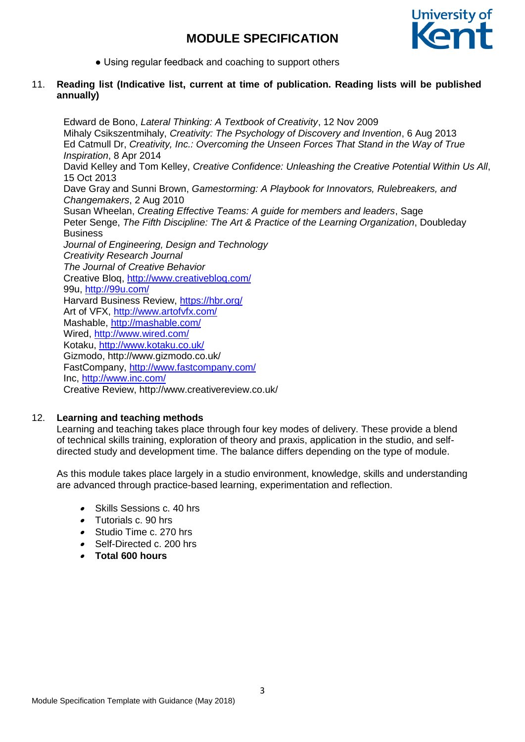- Using regular feedback and coaching to support others

11. **Reading list (Indicative list, current at time of publication. Reading lists will be published annually)**

Edward de Bono, *Lateral Thinking: A Textbook of Creativity*, 12 Nov 2009
Mihaly Csikszentmihaly, *Creativity: The Psychology of Discovery and Invention*, 6 Aug 2013
Ed Catmull Dr, *Creativity, Inc.: Overcoming the Unseen Forces That Stand in the Way of True Inspiration*, 8 Apr 2014
David Kelley and Tom Kelley, *Creative Confidence: Unleashing the Creative Potential Within Us All*, 15 Oct 2013
Dave Gray and Sunni Brown, *Gamestorming: A Playbook for Innovators, Rulebreakers, and Changemakers*, 2 Aug 2010
Susan Wheelan, *Creating Effective Teams: A guide for members and leaders*, Sage
Peter Senge, *The Fifth Discipline: The Art & Practice of the Learning Organization*, Doubleday Business
*Journal of Engineering, Design and Technology*
*Creativity Research Journal*
*The Journal of Creative Behavior*
Creative Bloq, http://www.creativebloq.com/
99u, http://99u.com/
Harvard Business Review, https://hbr.org/
Art of VFX, http://www.artofvfx.com/
Mashable, http://mashable.com/
Wired, http://www.wired.com/
Kotaku, http://www.kotaku.co.uk/
Gizmodo, http://www.gizmodo.co.uk/
FastCompany, http://www.fastcompany.com/
Inc, http://www.inc.com/
Creative Review, http://www.creativereview.co.uk/

12. **Learning and teaching methods**

Learning and teaching takes place through four key modes of delivery. These provide a blend of technical skills training, exploration of theory and praxis, application in the studio, and self-directed study and development time. The balance differs depending on the type of module.

As this module takes place largely in a studio environment, knowledge, skills and understanding are advanced through practice-based learning, experimentation and reflection.

- Skills Sessions c. 40 hrs
- Tutorials c. 90 hrs
- Studio Time c. 270 hrs
- Self-Directed c. 200 hrs
- **Total 600 hours**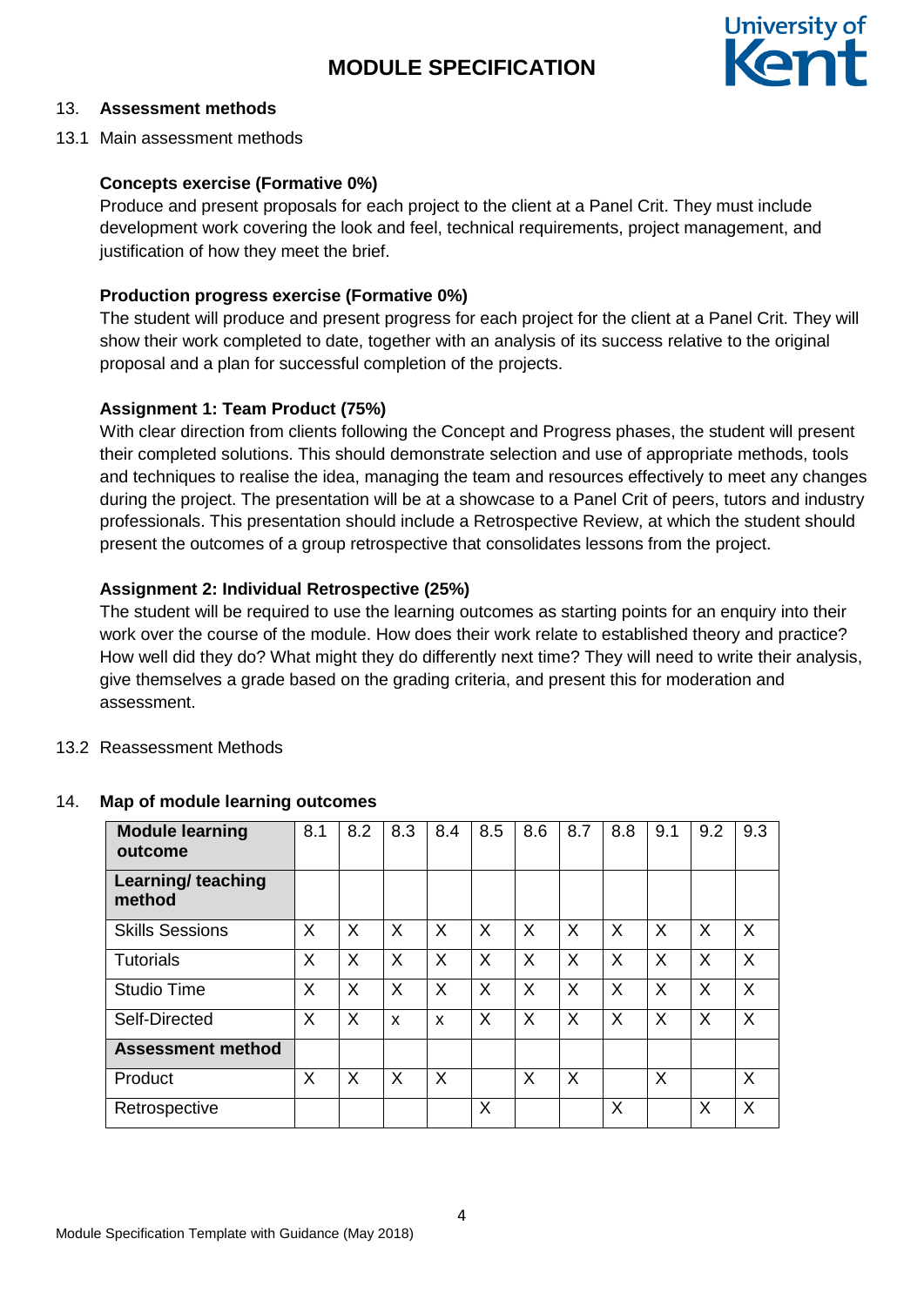13. **Assessment methods**

13.1 Main assessment methods

**Concepts exercise (Formative 0%)**
Produce and present proposals for each project to the client at a Panel Crit. They must include development work covering the look and feel, technical requirements, project management, and justification of how they meet the brief.

**Production progress exercise (Formative 0%)**
The student will produce and present progress for each project for the client at a Panel Crit. They will show their work completed to date, together with an analysis of its success relative to the original proposal and a plan for successful completion of the projects.

**Assignment 1: Team Product (75%)**
With clear direction from clients following the Concept and Progress phases, the student will present their completed solutions. This should demonstrate selection and use of appropriate methods, tools and techniques to realise the idea, managing the team and resources effectively to meet any changes during the project. The presentation will be at a showcase to a Panel Crit of peers, tutors and industry professionals. This presentation should include a Retrospective Review, at which the student should present the outcomes of a group retrospective that consolidates lessons from the project.

**Assignment 2: Individual Retrospective (25%)**
The student will be required to use the learning outcomes as starting points for an enquiry into their work over the course of the module. How does their work relate to established theory and practice? How well did they do? What might they do differently next time? They will need to write their analysis, give themselves a grade based on the grading criteria, and present this for moderation and assessment.

13.2 Reassessment Methods

14. **Map of module learning outcomes**

| **Module learning outcome** | 8.1 | 8.2 | 8.3 | 8.4 | 8.5 | 8.6 | 8.7 | 8.8 | 9.1 | 9.2 | 9.3 |
|---|---|---|---|---|---|---|---|---|---|---|---|
| **Learning/ teaching method** | | | | | | | | | | | |
| Skills Sessions | X | X | X | X | X | X | X | X | X | X | X |
| Tutorials | X | X | X | X | X | X | X | X | X | X | X |
| Studio Time | X | X | X | X | X | X | X | X | X | X | X |
| Self-Directed | X | X | x | x | X | X | X | X | X | X | X |
| **Assessment method** | | | | | | | | | | | |
| Product | X | X | X | X | | X | X | | X | | X |
| Retrospective | | | | | X | | | X | | X | X |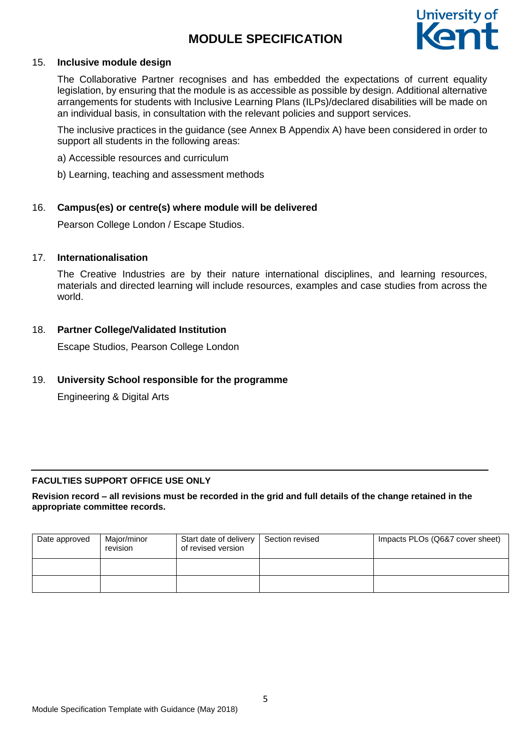15. **Inclusive module design**

The Collaborative Partner recognises and has embedded the expectations of current equality legislation, by ensuring that the module is as accessible as possible by design. Additional alternative arrangements for students with Inclusive Learning Plans (ILPs)/declared disabilities will be made on an individual basis, in consultation with the relevant policies and support services.

The inclusive practices in the guidance (see Annex B Appendix A) have been considered in order to support all students in the following areas:

a) Accessible resources and curriculum

b) Learning, teaching and assessment methods

16. **Campus(es) or centre(s) where module will be delivered**

Pearson College London / Escape Studios.

17. **Internationalisation**

The Creative Industries are by their nature international disciplines, and learning resources, materials and directed learning will include resources, examples and case studies from across the world.

18. **Partner College/Validated Institution**

Escape Studios, Pearson College London

19. **University School responsible for the programme**

Engineering & Digital Arts

---

**FACULTIES SUPPORT OFFICE USE ONLY**

**Revision record – all revisions must be recorded in the grid and full details of the change retained in the appropriate committee records.**

| Date approved | Major/minor revision | Start date of delivery of revised version | Section revised | Impacts PLOs (Q6&7 cover sheet) |
|---|---|---|---|---|
| | | | | |
| | | | | |

Module Specification Template with Guidance (May 2018)